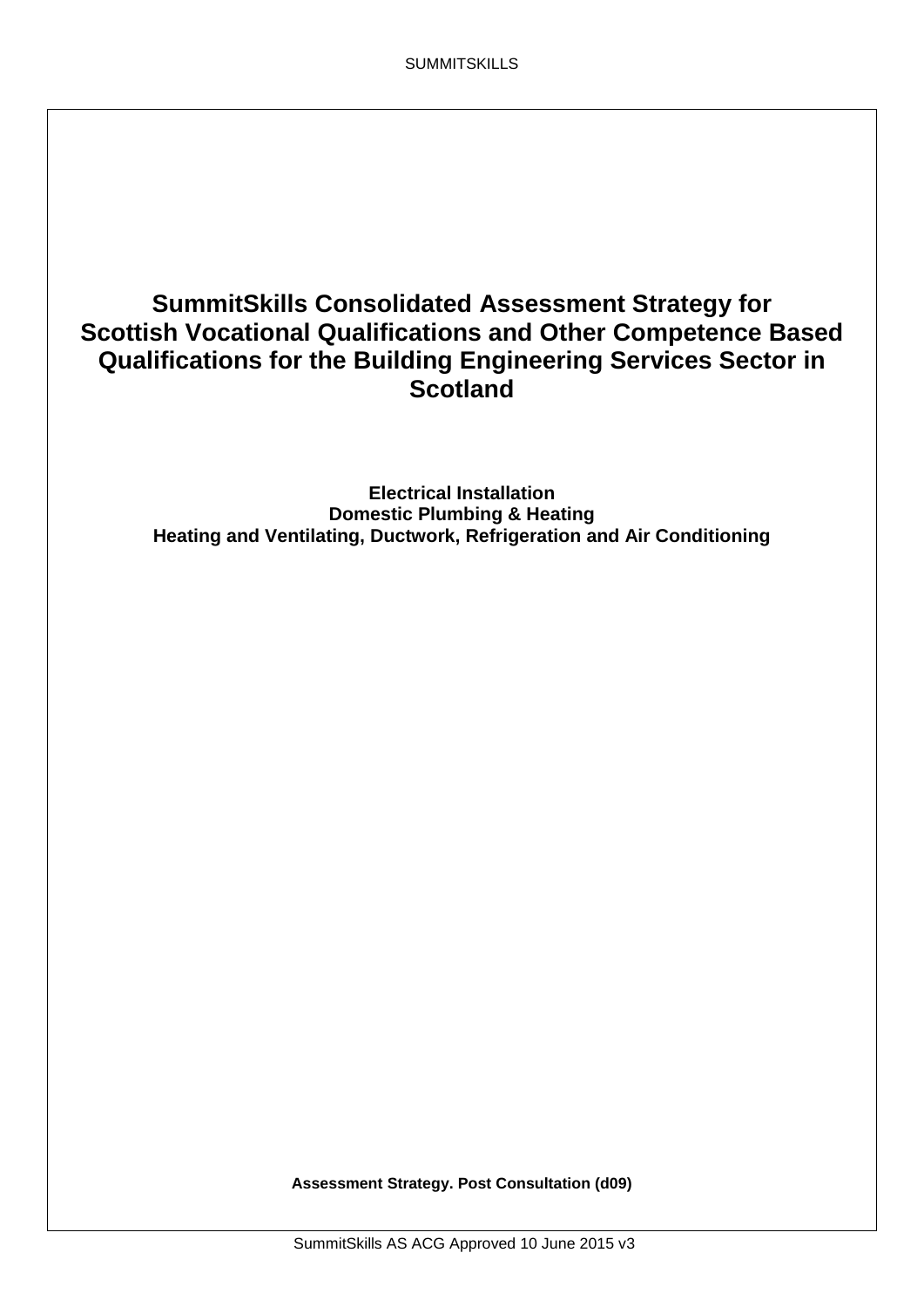# SummitSkills Consolidated Assessment Strategy for Scottish Vocational Qualifications and Other Competence Based Qualifications for the Building Engineering Services Sector in Scotland

**Electrical Installation**
**Domestic Plumbing & Heating**
**Heating and Ventilating, Ductwork, Refrigeration and Air Conditioning**

**Assessment Strategy. Post Consultation (d09)**

SummitSkills AS ACG Approved 10 June 2015 v3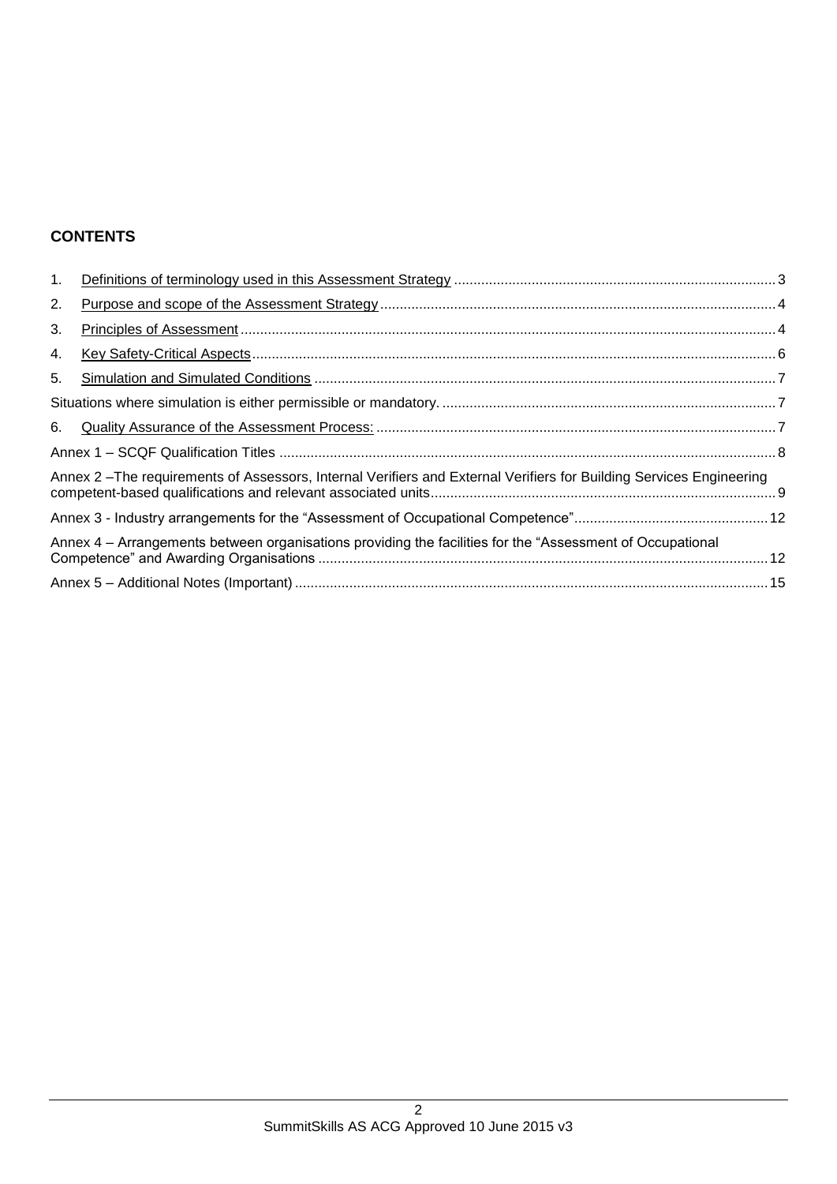## CONTENTS

1. Definitions of terminology used in this Assessment Strategy ..... 3
2. Purpose and scope of the Assessment Strategy ..... 4
3. Principles of Assessment ..... 4
4. Key Safety-Critical Aspects ..... 6
5. Simulation and Simulated Conditions ..... 7

Situations where simulation is either permissible or mandatory. ..... 7

6. Quality Assurance of the Assessment Process: ..... 7

Annex 1 – SCQF Qualification Titles ..... 8

Annex 2 –The requirements of Assessors, Internal Verifiers and External Verifiers for Building Services Engineering competent-based qualifications and relevant associated units ..... 9

Annex 3 - Industry arrangements for the “Assessment of Occupational Competence” ..... 12

Annex 4 – Arrangements between organisations providing the facilities for the “Assessment of Occupational Competence” and Awarding Organisations ..... 12

Annex 5 – Additional Notes (Important) ..... 15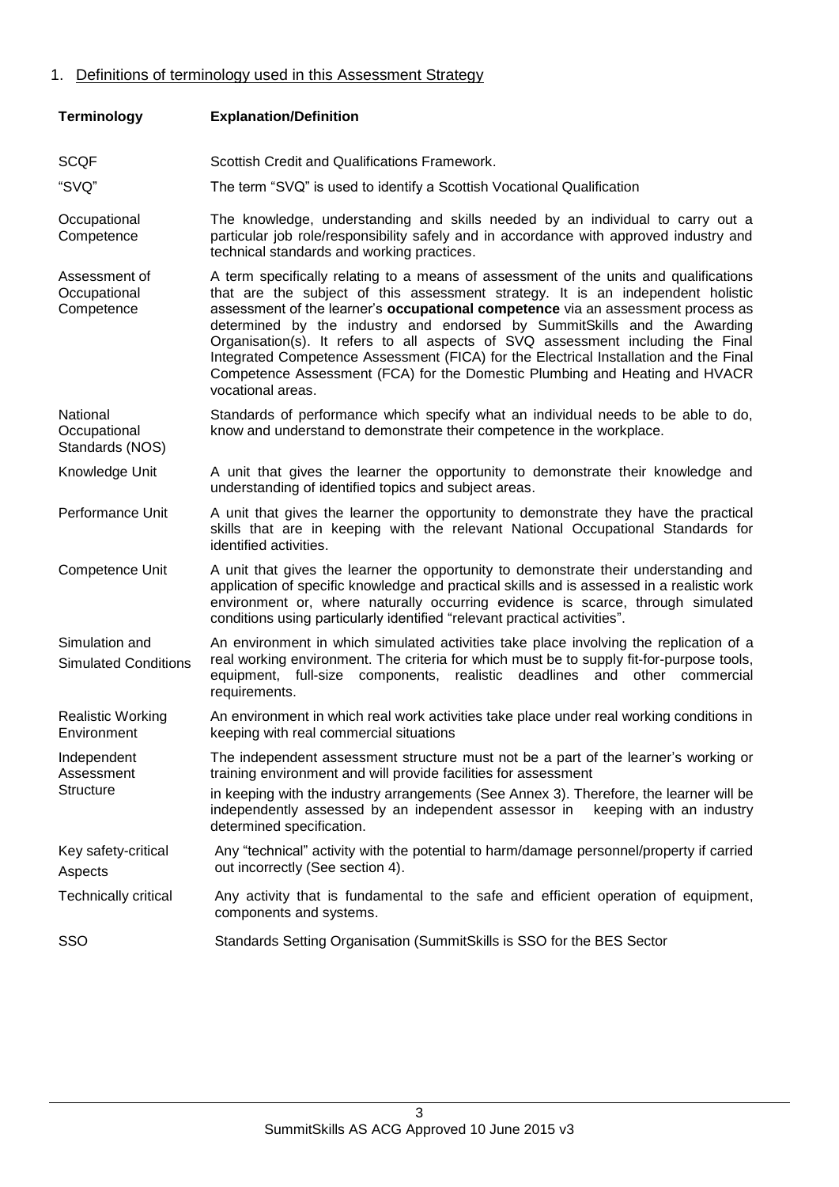## 1. Definitions of terminology used in this Assessment Strategy

| Terminology | Explanation/Definition |
|---|---|
| SCQF | Scottish Credit and Qualifications Framework. |
| "SVQ" | The term "SVQ" is used to identify a Scottish Vocational Qualification |
| Occupational Competence | The knowledge, understanding and skills needed by an individual to carry out a particular job role/responsibility safely and in accordance with approved industry and technical standards and working practices. |
| Assessment of Occupational Competence | A term specifically relating to a means of assessment of the units and qualifications that are the subject of this assessment strategy. It is an independent holistic assessment of the learner's **occupational competence** via an assessment process as determined by the industry and endorsed by SummitSkills and the Awarding Organisation(s). It refers to all aspects of SVQ assessment including the Final Integrated Competence Assessment (FICA) for the Electrical Installation and the Final Competence Assessment (FCA) for the Domestic Plumbing and Heating and HVACR vocational areas. |
| National Occupational Standards (NOS) | Standards of performance which specify what an individual needs to be able to do, know and understand to demonstrate their competence in the workplace. |
| Knowledge Unit | A unit that gives the learner the opportunity to demonstrate their knowledge and understanding of identified topics and subject areas. |
| Performance Unit | A unit that gives the learner the opportunity to demonstrate they have the practical skills that are in keeping with the relevant National Occupational Standards for identified activities. |
| Competence Unit | A unit that gives the learner the opportunity to demonstrate their understanding and application of specific knowledge and practical skills and is assessed in a realistic work environment or, where naturally occurring evidence is scarce, through simulated conditions using particularly identified "relevant practical activities". |
| Simulation and Simulated Conditions | An environment in which simulated activities take place involving the replication of a real working environment. The criteria for which must be to supply fit-for-purpose tools, equipment, full-size components, realistic deadlines and other commercial requirements. |
| Realistic Working Environment | An environment in which real work activities take place under real working conditions in keeping with real commercial situations |
| Independent Assessment Structure | The independent assessment structure must not be a part of the learner's working or training environment and will provide facilities for assessment in keeping with the industry arrangements (See Annex 3). Therefore, the learner will be independently assessed by an independent assessor in keeping with an industry determined specification. |
| Key safety-critical Aspects | Any "technical" activity with the potential to harm/damage personnel/property if carried out incorrectly (See section 4). |
| Technically critical | Any activity that is fundamental to the safe and efficient operation of equipment, components and systems. |
| SSO | Standards Setting Organisation (SummitSkills is SSO for the BES Sector |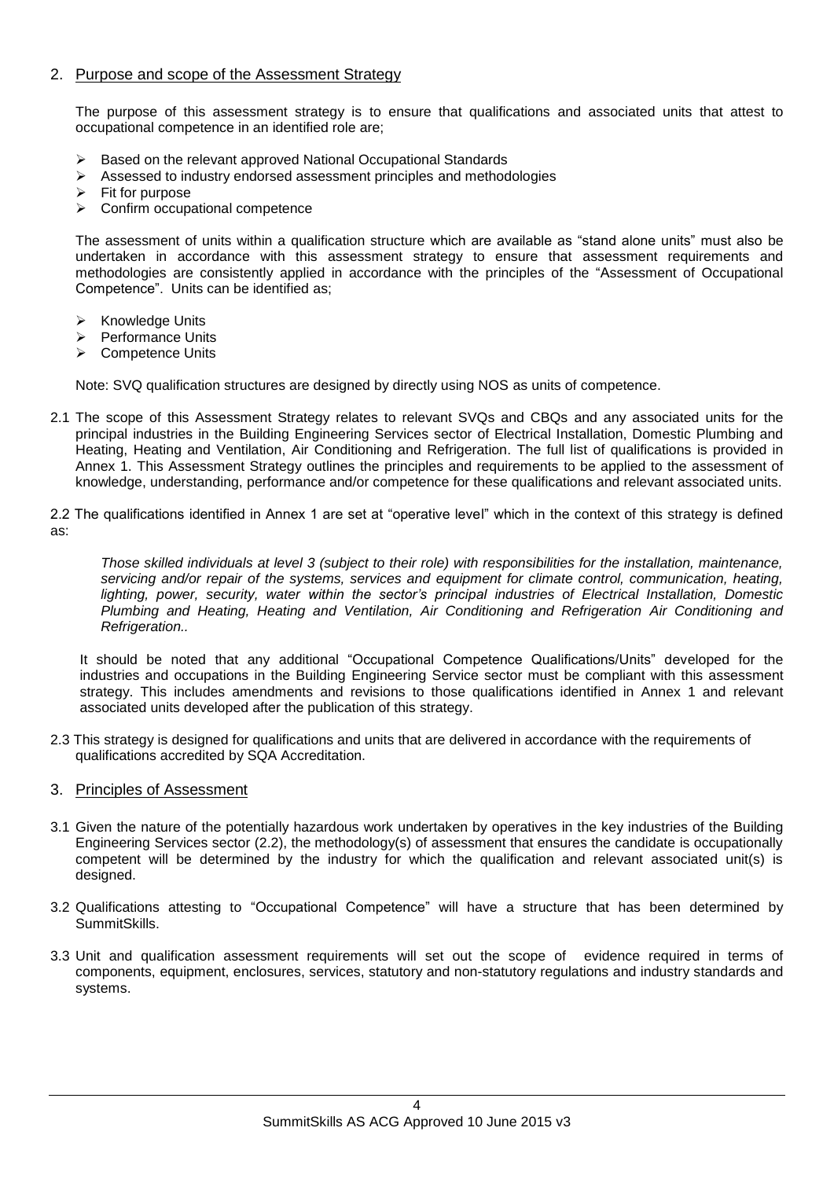## 2. Purpose and scope of the Assessment Strategy

The purpose of this assessment strategy is to ensure that qualifications and associated units that attest to occupational competence in an identified role are;

- Based on the relevant approved National Occupational Standards
- Assessed to industry endorsed assessment principles and methodologies
- Fit for purpose
- Confirm occupational competence

The assessment of units within a qualification structure which are available as "stand alone units" must also be undertaken in accordance with this assessment strategy to ensure that assessment requirements and methodologies are consistently applied in accordance with the principles of the "Assessment of Occupational Competence". Units can be identified as;

- Knowledge Units
- Performance Units
- Competence Units

Note: SVQ qualification structures are designed by directly using NOS as units of competence.

2.1 The scope of this Assessment Strategy relates to relevant SVQs and CBQs and any associated units for the principal industries in the Building Engineering Services sector of Electrical Installation, Domestic Plumbing and Heating, Heating and Ventilation, Air Conditioning and Refrigeration. The full list of qualifications is provided in Annex 1. This Assessment Strategy outlines the principles and requirements to be applied to the assessment of knowledge, understanding, performance and/or competence for these qualifications and relevant associated units.

2.2 The qualifications identified in Annex 1 are set at "operative level" which in the context of this strategy is defined as:

> *Those skilled individuals at level 3 (subject to their role) with responsibilities for the installation, maintenance, servicing and/or repair of the systems, services and equipment for climate control, communication, heating, lighting, power, security, water within the sector's principal industries of Electrical Installation, Domestic Plumbing and Heating, Heating and Ventilation, Air Conditioning and Refrigeration Air Conditioning and Refrigeration..*

It should be noted that any additional "Occupational Competence Qualifications/Units" developed for the industries and occupations in the Building Engineering Service sector must be compliant with this assessment strategy. This includes amendments and revisions to those qualifications identified in Annex 1 and relevant associated units developed after the publication of this strategy.

2.3 This strategy is designed for qualifications and units that are delivered in accordance with the requirements of qualifications accredited by SQA Accreditation.

## 3. Principles of Assessment

3.1 Given the nature of the potentially hazardous work undertaken by operatives in the key industries of the Building Engineering Services sector (2.2), the methodology(s) of assessment that ensures the candidate is occupationally competent will be determined by the industry for which the qualification and relevant associated unit(s) is designed.

3.2 Qualifications attesting to "Occupational Competence" will have a structure that has been determined by SummitSkills.

3.3 Unit and qualification assessment requirements will set out the scope of evidence required in terms of components, equipment, enclosures, services, statutory and non-statutory regulations and industry standards and systems.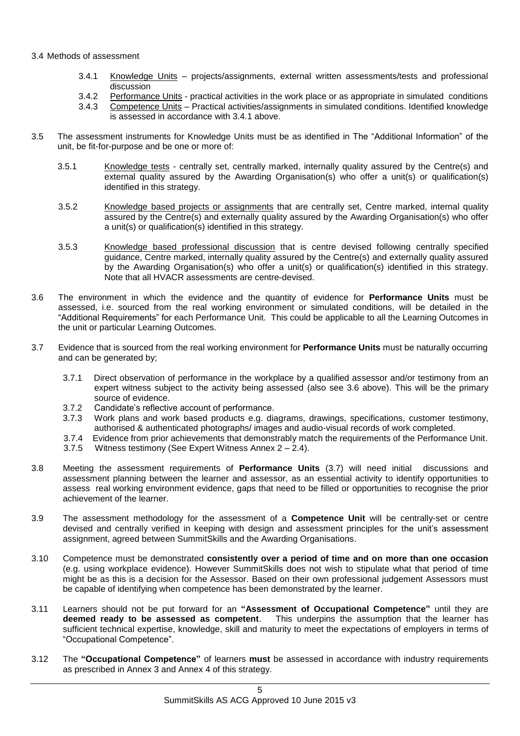3.4 Methods of assessment

3.4.1 Knowledge Units – projects/assignments, external written assessments/tests and professional discussion

3.4.2 Performance Units - practical activities in the work place or as appropriate in simulated conditions

3.4.3 Competence Units – Practical activities/assignments in simulated conditions. Identified knowledge is assessed in accordance with 3.4.1 above.

3.5 The assessment instruments for Knowledge Units must be as identified in The "Additional Information" of the unit, be fit-for-purpose and be one or more of:

3.5.1 Knowledge tests - centrally set, centrally marked, internally quality assured by the Centre(s) and external quality assured by the Awarding Organisation(s) who offer a unit(s) or qualification(s) identified in this strategy.

3.5.2 Knowledge based projects or assignments that are centrally set, Centre marked, internal quality assured by the Centre(s) and externally quality assured by the Awarding Organisation(s) who offer a unit(s) or qualification(s) identified in this strategy.

3.5.3 Knowledge based professional discussion that is centre devised following centrally specified guidance, Centre marked, internally quality assured by the Centre(s) and externally quality assured by the Awarding Organisation(s) who offer a unit(s) or qualification(s) identified in this strategy. Note that all HVACR assessments are centre-devised.

3.6 The environment in which the evidence and the quantity of evidence for **Performance Units** must be assessed, i.e. sourced from the real working environment or simulated conditions, will be detailed in the "Additional Requirements" for each Performance Unit. This could be applicable to all the Learning Outcomes in the unit or particular Learning Outcomes.

3.7 Evidence that is sourced from the real working environment for **Performance Units** must be naturally occurring and can be generated by;

3.7.1 Direct observation of performance in the workplace by a qualified assessor and/or testimony from an expert witness subject to the activity being assessed (also see 3.6 above). This will be the primary source of evidence.

3.7.2 Candidate's reflective account of performance.

3.7.3 Work plans and work based products e.g. diagrams, drawings, specifications, customer testimony, authorised & authenticated photographs/ images and audio-visual records of work completed.

3.7.4 Evidence from prior achievements that demonstrably match the requirements of the Performance Unit.

3.7.5 Witness testimony (See Expert Witness Annex 2 – 2.4).

3.8 Meeting the assessment requirements of **Performance Units** (3.7) will need initial discussions and assessment planning between the learner and assessor, as an essential activity to identify opportunities to assess real working environment evidence, gaps that need to be filled or opportunities to recognise the prior achievement of the learner.

3.9 The assessment methodology for the assessment of a **Competence Unit** will be centrally-set or centre devised and centrally verified in keeping with design and assessment principles for the unit's assessment assignment, agreed between SummitSkills and the Awarding Organisations.

3.10 Competence must be demonstrated **consistently over a period of time and on more than one occasion** (e.g. using workplace evidence). However SummitSkills does not wish to stipulate what that period of time might be as this is a decision for the Assessor. Based on their own professional judgement Assessors must be capable of identifying when competence has been demonstrated by the learner.

3.11 Learners should not be put forward for an **"Assessment of Occupational Competence"** until they are **deemed ready to be assessed as competent**. This underpins the assumption that the learner has sufficient technical expertise, knowledge, skill and maturity to meet the expectations of employers in terms of "Occupational Competence".

3.12 The **"Occupational Competence"** of learners **must** be assessed in accordance with industry requirements as prescribed in Annex 3 and Annex 4 of this strategy.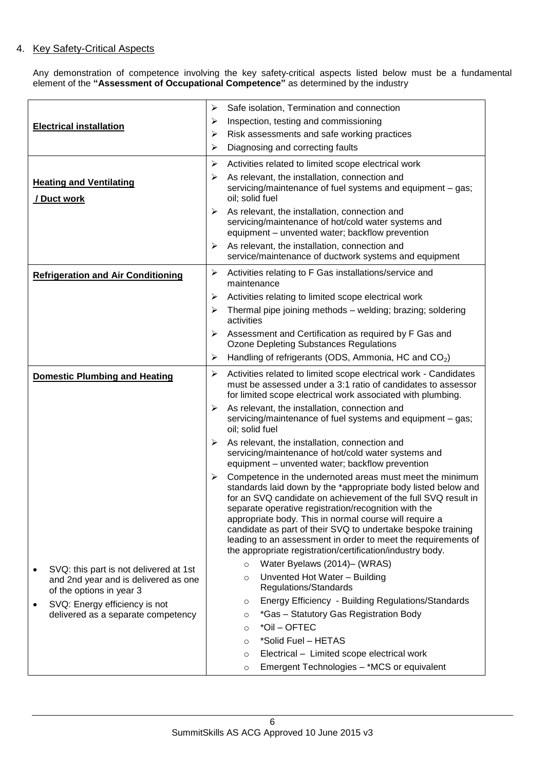## 4. Key Safety-Critical Aspects

Any demonstration of competence involving the key safety-critical aspects listed below must be a fundamental element of the **"Assessment of Occupational Competence"** as determined by the industry

| | |
|---|---|
| **Electrical installation** | ➢ Safe isolation, Termination and connection<br>➢ Inspection, testing and commissioning<br>➢ Risk assessments and safe working practices<br>➢ Diagnosing and correcting faults |
| **Heating and Ventilating / Duct work** | ➢ Activities related to limited scope electrical work<br>➢ As relevant, the installation, connection and servicing/maintenance of fuel systems and equipment – gas; oil; solid fuel<br>➢ As relevant, the installation, connection and servicing/maintenance of hot/cold water systems and equipment – unvented water; backflow prevention<br>➢ As relevant, the installation, connection and service/maintenance of ductwork systems and equipment |
| **Refrigeration and Air Conditioning** | ➢ Activities relating to F Gas installations/service and maintenance<br>➢ Activities relating to limited scope electrical work<br>➢ Thermal pipe joining methods – welding; brazing; soldering activities<br>➢ Assessment and Certification as required by F Gas and Ozone Depleting Substances Regulations<br>➢ Handling of refrigerants (ODS, Ammonia, HC and $CO_2$) |
| **Domestic Plumbing and Heating**<br><br>• SVQ: this part is not delivered at 1st and 2nd year and is delivered as one of the options in year 3<br>• SVQ: Energy efficiency is not delivered as a separate competency | ➢ Activities related to limited scope electrical work - Candidates must be assessed under a 3:1 ratio of candidates to assessor for limited scope electrical work associated with plumbing.<br>➢ As relevant, the installation, connection and servicing/maintenance of fuel systems and equipment – gas; oil; solid fuel<br>➢ As relevant, the installation, connection and servicing/maintenance of hot/cold water systems and equipment – unvented water; backflow prevention<br>➢ Competence in the undernoted areas must meet the minimum standards laid down by the *appropriate body listed below and for an SVQ candidate on achievement of the full SVQ result in separate operative registration/recognition with the appropriate body. This in normal course will require a candidate as part of their SVQ to undertake bespoke training leading to an assessment in order to meet the requirements of the appropriate registration/certification/industry body.<br>&nbsp;&nbsp;&nbsp;○ Water Byelaws (2014)– (WRAS)<br>&nbsp;&nbsp;&nbsp;○ Unvented Hot Water – Building Regulations/Standards<br>&nbsp;&nbsp;&nbsp;○ Energy Efficiency - Building Regulations/Standards<br>&nbsp;&nbsp;&nbsp;○ *Gas – Statutory Gas Registration Body<br>&nbsp;&nbsp;&nbsp;○ *Oil – OFTEC<br>&nbsp;&nbsp;&nbsp;○ *Solid Fuel – HETAS<br>&nbsp;&nbsp;&nbsp;○ Electrical – Limited scope electrical work<br>&nbsp;&nbsp;&nbsp;○ Emergent Technologies – *MCS or equivalent |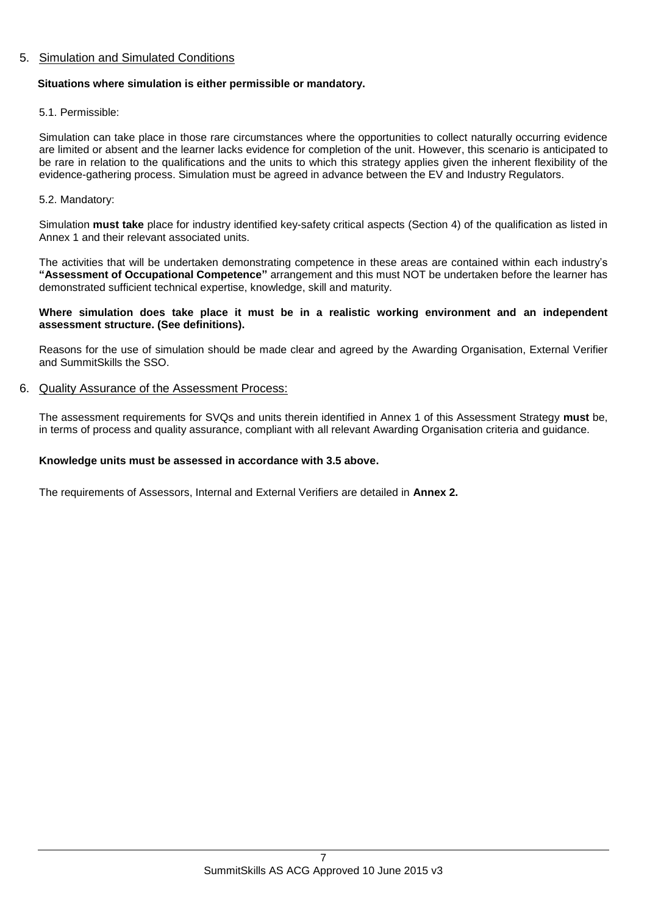## 5. Simulation and Simulated Conditions

**Situations where simulation is either permissible or mandatory.**

5.1. Permissible:

Simulation can take place in those rare circumstances where the opportunities to collect naturally occurring evidence are limited or absent and the learner lacks evidence for completion of the unit. However, this scenario is anticipated to be rare in relation to the qualifications and the units to which this strategy applies given the inherent flexibility of the evidence-gathering process. Simulation must be agreed in advance between the EV and Industry Regulators.

5.2. Mandatory:

Simulation **must take** place for industry identified key-safety critical aspects (Section 4) of the qualification as listed in Annex 1 and their relevant associated units.

The activities that will be undertaken demonstrating competence in these areas are contained within each industry's **"Assessment of Occupational Competence"** arrangement and this must NOT be undertaken before the learner has demonstrated sufficient technical expertise, knowledge, skill and maturity.

**Where simulation does take place it must be in a realistic working environment and an independent assessment structure. (See definitions).**

Reasons for the use of simulation should be made clear and agreed by the Awarding Organisation, External Verifier and SummitSkills the SSO.

## 6. Quality Assurance of the Assessment Process:

The assessment requirements for SVQs and units therein identified in Annex 1 of this Assessment Strategy **must** be, in terms of process and quality assurance, compliant with all relevant Awarding Organisation criteria and guidance.

**Knowledge units must be assessed in accordance with 3.5 above.**

The requirements of Assessors, Internal and External Verifiers are detailed in **Annex 2.**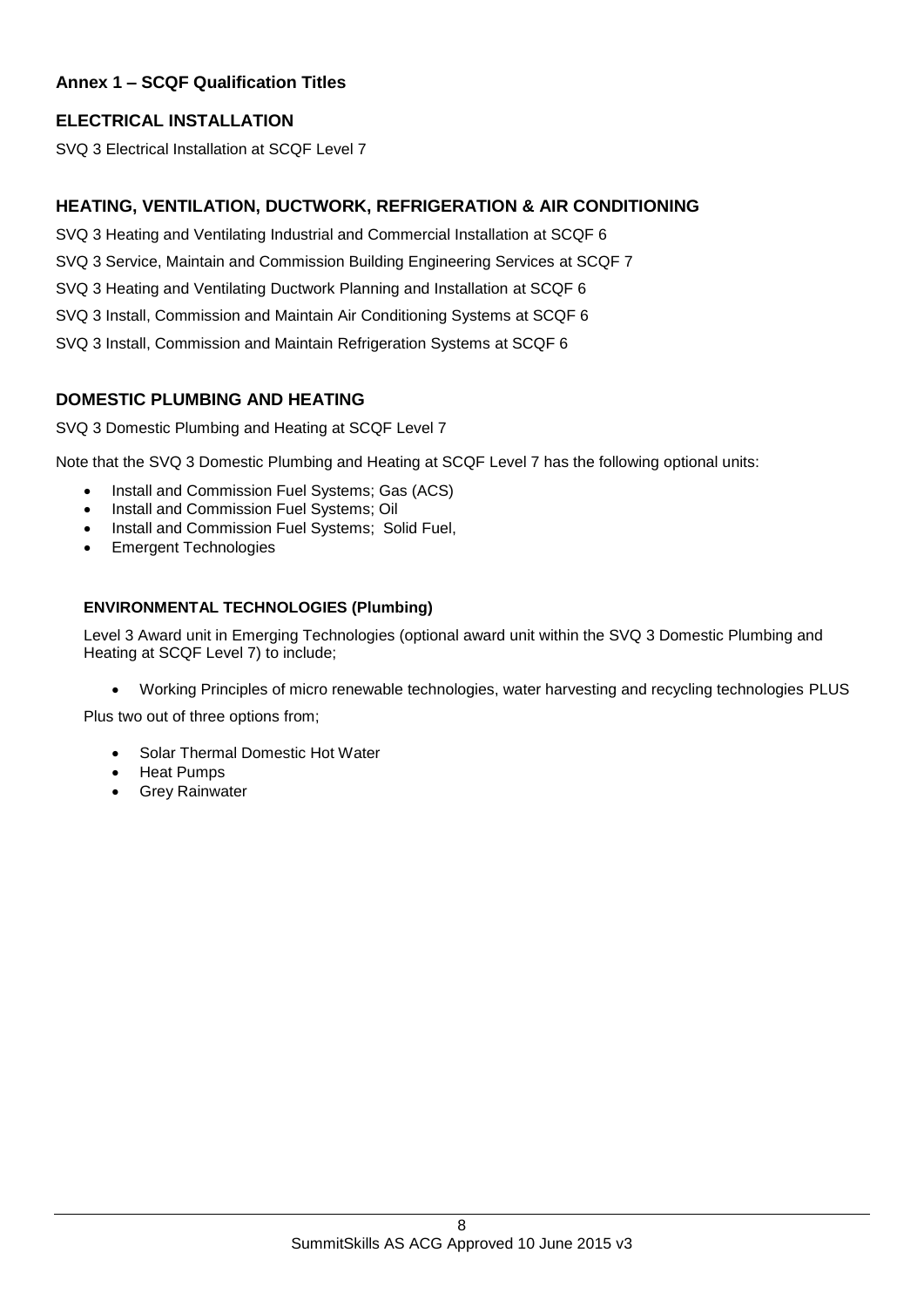### Annex 1 – SCQF Qualification Titles

## ELECTRICAL INSTALLATION

SVQ 3 Electrical Installation at SCQF Level 7

## HEATING, VENTILATION, DUCTWORK, REFRIGERATION & AIR CONDITIONING

SVQ 3 Heating and Ventilating Industrial and Commercial Installation at SCQF 6

SVQ 3 Service, Maintain and Commission Building Engineering Services at SCQF 7

SVQ 3 Heating and Ventilating Ductwork Planning and Installation at SCQF 6

SVQ 3 Install, Commission and Maintain Air Conditioning Systems at SCQF 6

SVQ 3 Install, Commission and Maintain Refrigeration Systems at SCQF 6

## DOMESTIC PLUMBING AND HEATING

SVQ 3 Domestic Plumbing and Heating at SCQF Level 7

Note that the SVQ 3 Domestic Plumbing and Heating at SCQF Level 7 has the following optional units:

- Install and Commission Fuel Systems; Gas (ACS)
- Install and Commission Fuel Systems; Oil
- Install and Commission Fuel Systems; Solid Fuel,
- Emergent Technologies

### ENVIRONMENTAL TECHNOLOGIES (Plumbing)

Level 3 Award unit in Emerging Technologies (optional award unit within the SVQ 3 Domestic Plumbing and Heating at SCQF Level 7) to include;

- Working Principles of micro renewable technologies, water harvesting and recycling technologies PLUS

Plus two out of three options from;

- Solar Thermal Domestic Hot Water
- Heat Pumps
- Grey Rainwater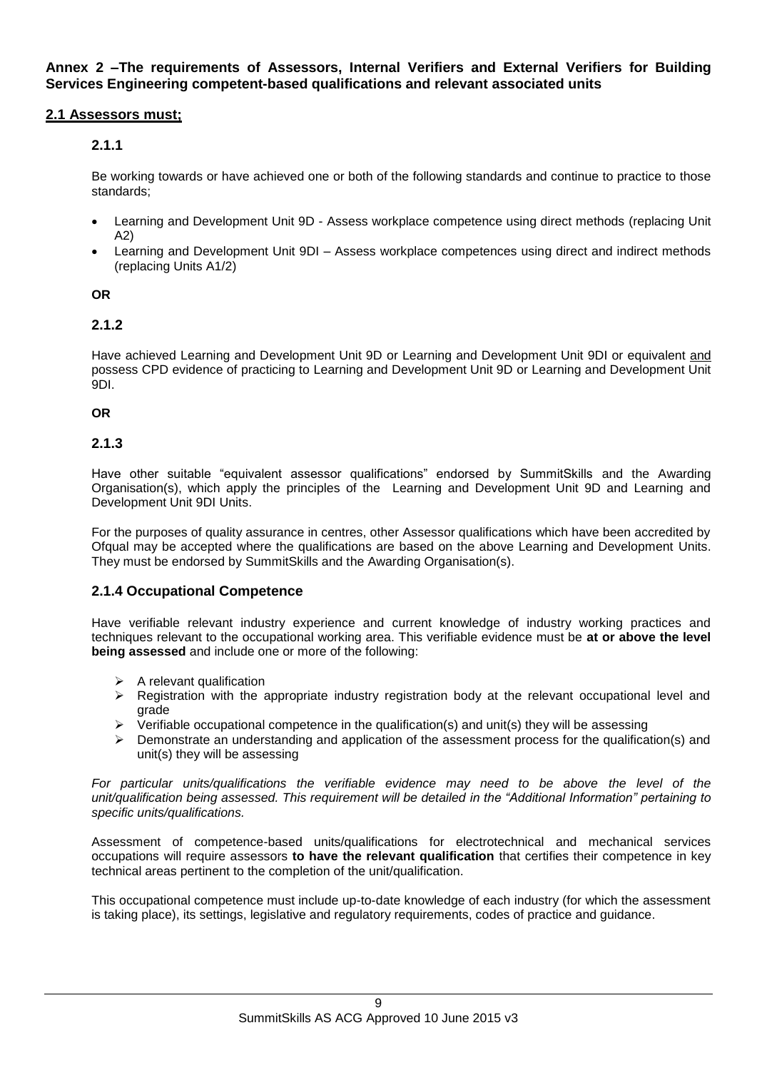**Annex 2 –The requirements of Assessors, Internal Verifiers and External Verifiers for Building Services Engineering competent-based qualifications and relevant associated units**

## 2.1 Assessors must;

### 2.1.1

Be working towards or have achieved one or both of the following standards and continue to practice to those standards;

- Learning and Development Unit 9D - Assess workplace competence using direct methods (replacing Unit A2)
- Learning and Development Unit 9DI – Assess workplace competences using direct and indirect methods (replacing Units A1/2)

**OR**

### 2.1.2

Have achieved Learning and Development Unit 9D or Learning and Development Unit 9DI or equivalent and possess CPD evidence of practicing to Learning and Development Unit 9D or Learning and Development Unit 9DI.

**OR**

### 2.1.3

Have other suitable "equivalent assessor qualifications" endorsed by SummitSkills and the Awarding Organisation(s), which apply the principles of the Learning and Development Unit 9D and Learning and Development Unit 9DI Units.

For the purposes of quality assurance in centres, other Assessor qualifications which have been accredited by Ofqual may be accepted where the qualifications are based on the above Learning and Development Units. They must be endorsed by SummitSkills and the Awarding Organisation(s).

### 2.1.4 Occupational Competence

Have verifiable relevant industry experience and current knowledge of industry working practices and techniques relevant to the occupational working area. This verifiable evidence must be **at or above the level being assessed** and include one or more of the following:

- A relevant qualification
- Registration with the appropriate industry registration body at the relevant occupational level and grade
- Verifiable occupational competence in the qualification(s) and unit(s) they will be assessing
- Demonstrate an understanding and application of the assessment process for the qualification(s) and unit(s) they will be assessing

*For particular units/qualifications the verifiable evidence may need to be above the level of the unit/qualification being assessed. This requirement will be detailed in the "Additional Information" pertaining to specific units/qualifications.*

Assessment of competence-based units/qualifications for electrotechnical and mechanical services occupations will require assessors **to have the relevant qualification** that certifies their competence in key technical areas pertinent to the completion of the unit/qualification.

This occupational competence must include up-to-date knowledge of each industry (for which the assessment is taking place), its settings, legislative and regulatory requirements, codes of practice and guidance.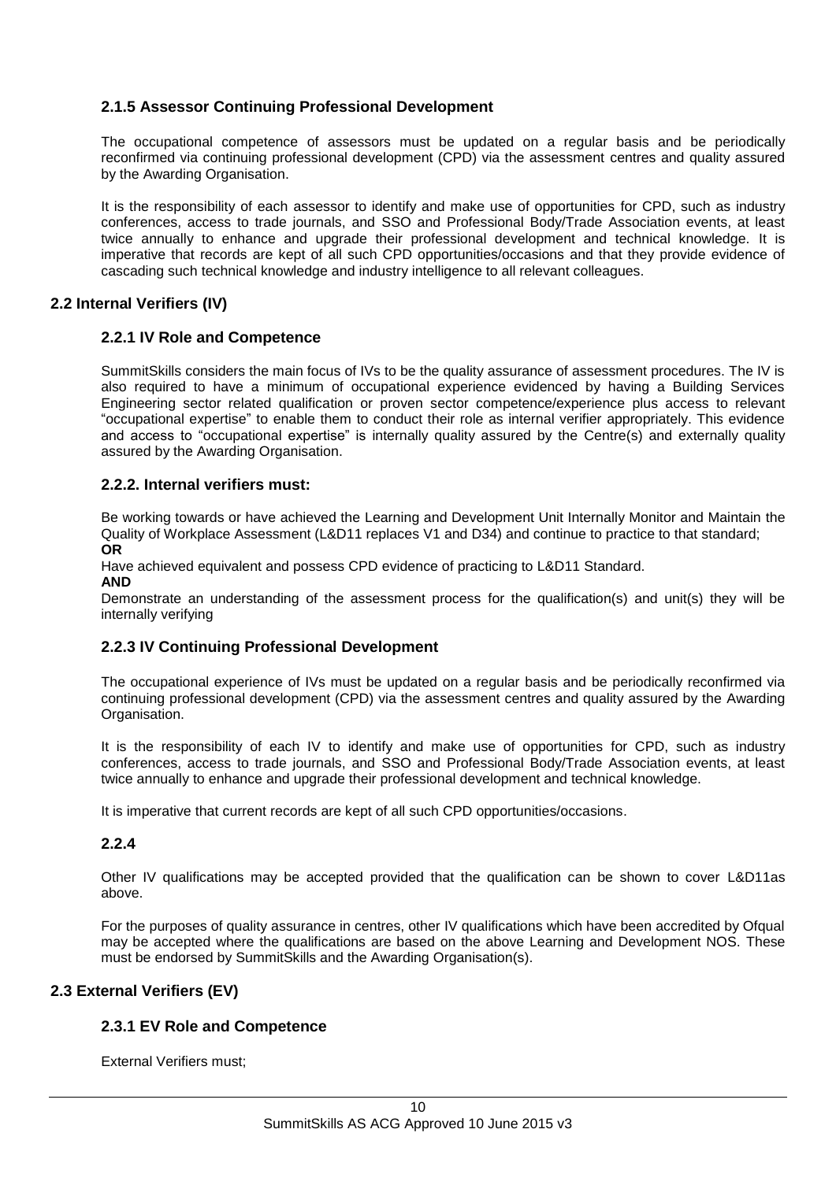### 2.1.5 Assessor Continuing Professional Development

The occupational competence of assessors must be updated on a regular basis and be periodically reconfirmed via continuing professional development (CPD) via the assessment centres and quality assured by the Awarding Organisation.

It is the responsibility of each assessor to identify and make use of opportunities for CPD, such as industry conferences, access to trade journals, and SSO and Professional Body/Trade Association events, at least twice annually to enhance and upgrade their professional development and technical knowledge. It is imperative that records are kept of all such CPD opportunities/occasions and that they provide evidence of cascading such technical knowledge and industry intelligence to all relevant colleagues.

## 2.2 Internal Verifiers (IV)

### 2.2.1 IV Role and Competence

SummitSkills considers the main focus of IVs to be the quality assurance of assessment procedures. The IV is also required to have a minimum of occupational experience evidenced by having a Building Services Engineering sector related qualification or proven sector competence/experience plus access to relevant "occupational expertise" to enable them to conduct their role as internal verifier appropriately. This evidence and access to "occupational expertise" is internally quality assured by the Centre(s) and externally quality assured by the Awarding Organisation.

### 2.2.2. Internal verifiers must:

Be working towards or have achieved the Learning and Development Unit Internally Monitor and Maintain the Quality of Workplace Assessment (L&D11 replaces V1 and D34) and continue to practice to that standard;
**OR**
Have achieved equivalent and possess CPD evidence of practicing to L&D11 Standard.
**AND**
Demonstrate an understanding of the assessment process for the qualification(s) and unit(s) they will be internally verifying

### 2.2.3 IV Continuing Professional Development

The occupational experience of IVs must be updated on a regular basis and be periodically reconfirmed via continuing professional development (CPD) via the assessment centres and quality assured by the Awarding Organisation.

It is the responsibility of each IV to identify and make use of opportunities for CPD, such as industry conferences, access to trade journals, and SSO and Professional Body/Trade Association events, at least twice annually to enhance and upgrade their professional development and technical knowledge.

It is imperative that current records are kept of all such CPD opportunities/occasions.

### 2.2.4

Other IV qualifications may be accepted provided that the qualification can be shown to cover L&D11as above.

For the purposes of quality assurance in centres, other IV qualifications which have been accredited by Ofqual may be accepted where the qualifications are based on the above Learning and Development NOS. These must be endorsed by SummitSkills and the Awarding Organisation(s).

## 2.3 External Verifiers (EV)

### 2.3.1 EV Role and Competence

External Verifiers must;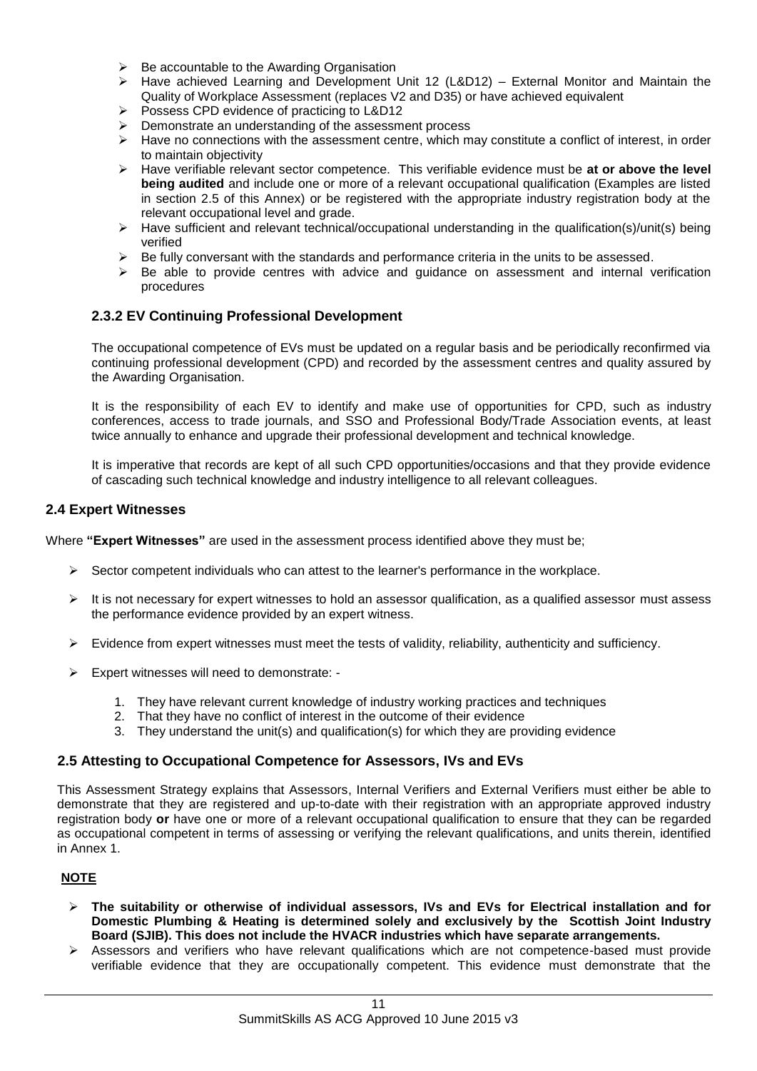- Be accountable to the Awarding Organisation
- Have achieved Learning and Development Unit 12 (L&D12) – External Monitor and Maintain the Quality of Workplace Assessment (replaces V2 and D35) or have achieved equivalent
- Possess CPD evidence of practicing to L&D12
- Demonstrate an understanding of the assessment process
- Have no connections with the assessment centre, which may constitute a conflict of interest, in order to maintain objectivity
- Have verifiable relevant sector competence. This verifiable evidence must be **at or above the level being audited** and include one or more of a relevant occupational qualification (Examples are listed in section 2.5 of this Annex) or be registered with the appropriate industry registration body at the relevant occupational level and grade.
- Have sufficient and relevant technical/occupational understanding in the qualification(s)/unit(s) being verified
- Be fully conversant with the standards and performance criteria in the units to be assessed.
- Be able to provide centres with advice and guidance on assessment and internal verification procedures

### 2.3.2 EV Continuing Professional Development

The occupational competence of EVs must be updated on a regular basis and be periodically reconfirmed via continuing professional development (CPD) and recorded by the assessment centres and quality assured by the Awarding Organisation.

It is the responsibility of each EV to identify and make use of opportunities for CPD, such as industry conferences, access to trade journals, and SSO and Professional Body/Trade Association events, at least twice annually to enhance and upgrade their professional development and technical knowledge.

It is imperative that records are kept of all such CPD opportunities/occasions and that they provide evidence of cascading such technical knowledge and industry intelligence to all relevant colleagues.

## 2.4 Expert Witnesses

Where **"Expert Witnesses"** are used in the assessment process identified above they must be;

- Sector competent individuals who can attest to the learner's performance in the workplace.
- It is not necessary for expert witnesses to hold an assessor qualification, as a qualified assessor must assess the performance evidence provided by an expert witness.
- Evidence from expert witnesses must meet the tests of validity, reliability, authenticity and sufficiency.
- Expert witnesses will need to demonstrate: -
  1. They have relevant current knowledge of industry working practices and techniques
  2. That they have no conflict of interest in the outcome of their evidence
  3. They understand the unit(s) and qualification(s) for which they are providing evidence

## 2.5 Attesting to Occupational Competence for Assessors, IVs and EVs

This Assessment Strategy explains that Assessors, Internal Verifiers and External Verifiers must either be able to demonstrate that they are registered and up-to-date with their registration with an appropriate approved industry registration body **or** have one or more of a relevant occupational qualification to ensure that they can be regarded as occupational competent in terms of assessing or verifying the relevant qualifications, and units therein, identified in Annex 1.

**NOTE**

- **The suitability or otherwise of individual assessors, IVs and EVs for Electrical installation and for Domestic Plumbing & Heating is determined solely and exclusively by the Scottish Joint Industry Board (SJIB). This does not include the HVACR industries which have separate arrangements.**
- Assessors and verifiers who have relevant qualifications which are not competence-based must provide verifiable evidence that they are occupationally competent. This evidence must demonstrate that the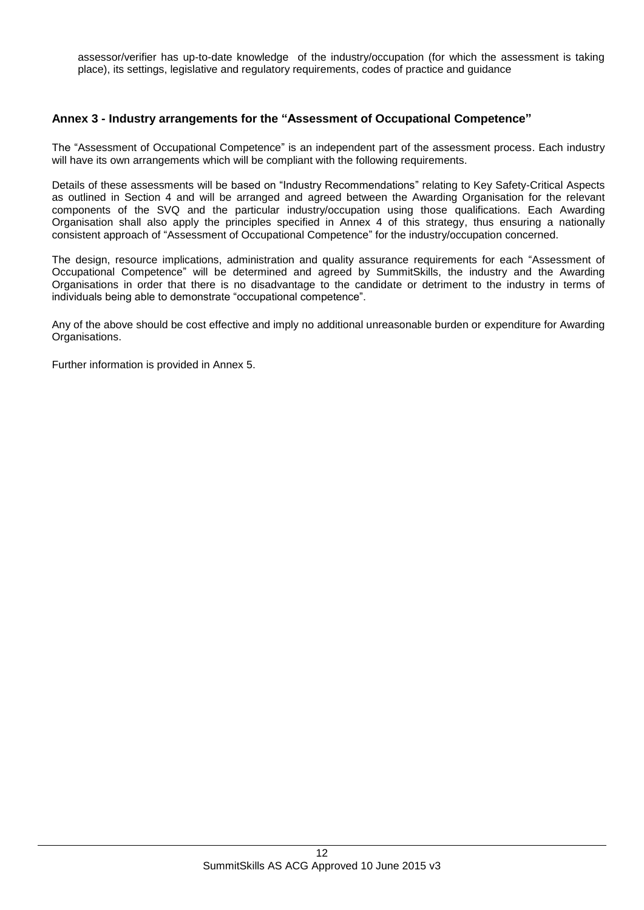assessor/verifier has up-to-date knowledge of the industry/occupation (for which the assessment is taking place), its settings, legislative and regulatory requirements, codes of practice and guidance

## Annex 3 - Industry arrangements for the "Assessment of Occupational Competence"

The "Assessment of Occupational Competence" is an independent part of the assessment process. Each industry will have its own arrangements which will be compliant with the following requirements.

Details of these assessments will be based on "Industry Recommendations" relating to Key Safety-Critical Aspects as outlined in Section 4 and will be arranged and agreed between the Awarding Organisation for the relevant components of the SVQ and the particular industry/occupation using those qualifications. Each Awarding Organisation shall also apply the principles specified in Annex 4 of this strategy, thus ensuring a nationally consistent approach of "Assessment of Occupational Competence" for the industry/occupation concerned.

The design, resource implications, administration and quality assurance requirements for each "Assessment of Occupational Competence" will be determined and agreed by SummitSkills, the industry and the Awarding Organisations in order that there is no disadvantage to the candidate or detriment to the industry in terms of individuals being able to demonstrate "occupational competence".

Any of the above should be cost effective and imply no additional unreasonable burden or expenditure for Awarding Organisations.

Further information is provided in Annex 5.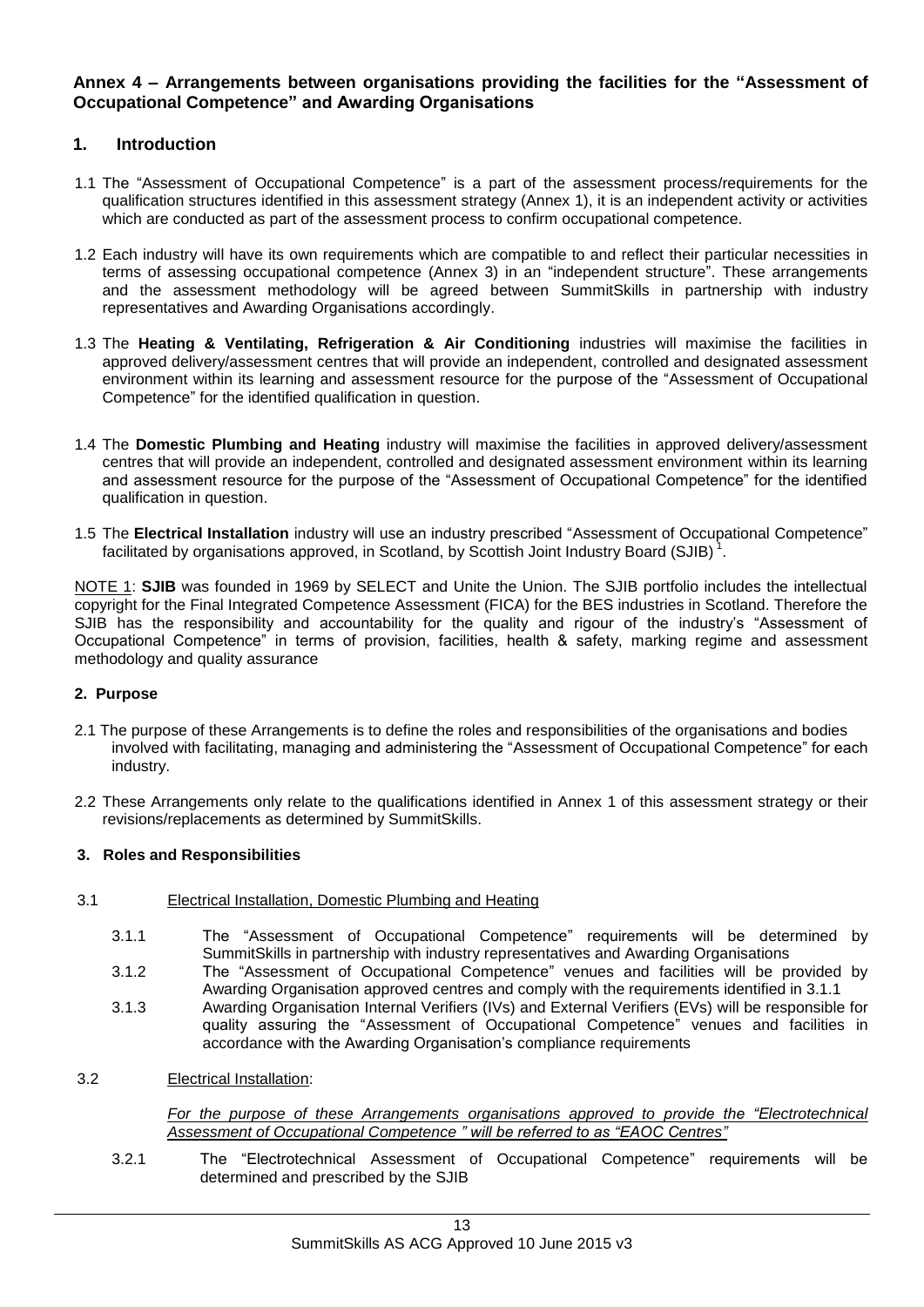## Annex 4 – Arrangements between organisations providing the facilities for the "Assessment of Occupational Competence" and Awarding Organisations

### 1. Introduction

1.1 The "Assessment of Occupational Competence" is a part of the assessment process/requirements for the qualification structures identified in this assessment strategy (Annex 1), it is an independent activity or activities which are conducted as part of the assessment process to confirm occupational competence.

1.2 Each industry will have its own requirements which are compatible to and reflect their particular necessities in terms of assessing occupational competence (Annex 3) in an "independent structure". These arrangements and the assessment methodology will be agreed between SummitSkills in partnership with industry representatives and Awarding Organisations accordingly.

1.3 The **Heating & Ventilating, Refrigeration & Air Conditioning** industries will maximise the facilities in approved delivery/assessment centres that will provide an independent, controlled and designated assessment environment within its learning and assessment resource for the purpose of the "Assessment of Occupational Competence" for the identified qualification in question.

1.4 The **Domestic Plumbing and Heating** industry will maximise the facilities in approved delivery/assessment centres that will provide an independent, controlled and designated assessment environment within its learning and assessment resource for the purpose of the "Assessment of Occupational Competence" for the identified qualification in question.

1.5 The **Electrical Installation** industry will use an industry prescribed "Assessment of Occupational Competence" facilitated by organisations approved, in Scotland, by Scottish Joint Industry Board (SJIB) [1].

<u>NOTE 1</u>: **SJIB** was founded in 1969 by SELECT and Unite the Union. The SJIB portfolio includes the intellectual copyright for the Final Integrated Competence Assessment (FICA) for the BES industries in Scotland. Therefore the SJIB has the responsibility and accountability for the quality and rigour of the industry's "Assessment of Occupational Competence" in terms of provision, facilities, health & safety, marking regime and assessment methodology and quality assurance

### 2. Purpose

2.1 The purpose of these Arrangements is to define the roles and responsibilities of the organisations and bodies involved with facilitating, managing and administering the "Assessment of Occupational Competence" for each industry.

2.2 These Arrangements only relate to the qualifications identified in Annex 1 of this assessment strategy or their revisions/replacements as determined by SummitSkills.

### 3. Roles and Responsibilities

3.1 <u>Electrical Installation, Domestic Plumbing and Heating</u>

- 3.1.1 The "Assessment of Occupational Competence" requirements will be determined by SummitSkills in partnership with industry representatives and Awarding Organisations
- 3.1.2 The "Assessment of Occupational Competence" venues and facilities will be provided by Awarding Organisation approved centres and comply with the requirements identified in 3.1.1
- 3.1.3 Awarding Organisation Internal Verifiers (IVs) and External Verifiers (EVs) will be responsible for quality assuring the "Assessment of Occupational Competence" venues and facilities in accordance with the Awarding Organisation's compliance requirements

3.2 <u>Electrical Installation</u>:

*<u>For the purpose of these Arrangements organisations approved to provide the "Electrotechnical Assessment of Occupational Competence " will be referred to as "EAOC Centres"</u>*

- 3.2.1 The "Electrotechnical Assessment of Occupational Competence" requirements will be determined and prescribed by the SJIB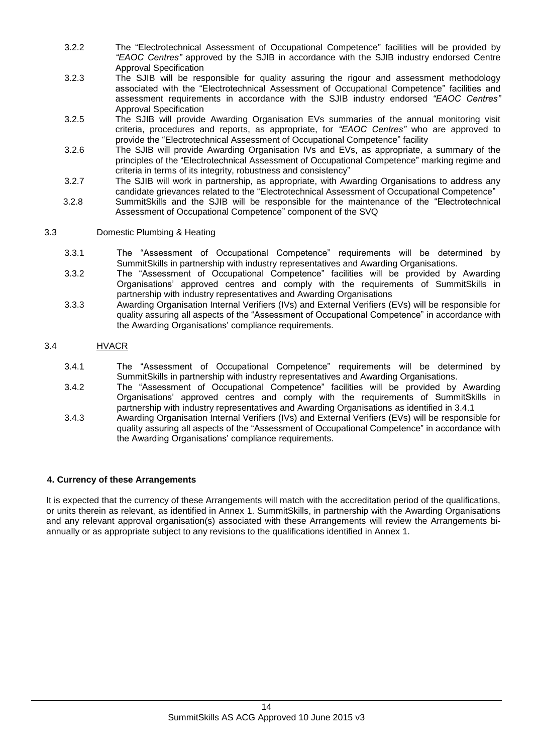3.2.2 The "Electrotechnical Assessment of Occupational Competence" facilities will be provided by *"EAOC Centres"* approved by the SJIB in accordance with the SJIB industry endorsed Centre Approval Specification

3.2.3 The SJIB will be responsible for quality assuring the rigour and assessment methodology associated with the "Electrotechnical Assessment of Occupational Competence" facilities and assessment requirements in accordance with the SJIB industry endorsed *"EAOC Centres"* Approval Specification

3.2.5 The SJIB will provide Awarding Organisation EVs summaries of the annual monitoring visit criteria, procedures and reports, as appropriate, for *"EAOC Centres"* who are approved to provide the "Electrotechnical Assessment of Occupational Competence" facility

3.2.6 The SJIB will provide Awarding Organisation IVs and EVs, as appropriate, a summary of the principles of the "Electrotechnical Assessment of Occupational Competence" marking regime and criteria in terms of its integrity, robustness and consistency"

3.2.7 The SJIB will work in partnership, as appropriate, with Awarding Organisations to address any candidate grievances related to the "Electrotechnical Assessment of Occupational Competence"

3.2.8 SummitSkills and the SJIB will be responsible for the maintenance of the "Electrotechnical Assessment of Occupational Competence" component of the SVQ

3.3 Domestic Plumbing & Heating

3.3.1 The "Assessment of Occupational Competence" requirements will be determined by SummitSkills in partnership with industry representatives and Awarding Organisations.

3.3.2 The "Assessment of Occupational Competence" facilities will be provided by Awarding Organisations' approved centres and comply with the requirements of SummitSkills in partnership with industry representatives and Awarding Organisations

3.3.3 Awarding Organisation Internal Verifiers (IVs) and External Verifiers (EVs) will be responsible for quality assuring all aspects of the "Assessment of Occupational Competence" in accordance with the Awarding Organisations' compliance requirements.

3.4 HVACR

3.4.1 The "Assessment of Occupational Competence" requirements will be determined by SummitSkills in partnership with industry representatives and Awarding Organisations.

3.4.2 The "Assessment of Occupational Competence" facilities will be provided by Awarding Organisations' approved centres and comply with the requirements of SummitSkills in partnership with industry representatives and Awarding Organisations as identified in 3.4.1

3.4.3 Awarding Organisation Internal Verifiers (IVs) and External Verifiers (EVs) will be responsible for quality assuring all aspects of the "Assessment of Occupational Competence" in accordance with the Awarding Organisations' compliance requirements.

## 4. Currency of these Arrangements

It is expected that the currency of these Arrangements will match with the accreditation period of the qualifications, or units therein as relevant, as identified in Annex 1. SummitSkills, in partnership with the Awarding Organisations and any relevant approval organisation(s) associated with these Arrangements will review the Arrangements bi-annually or as appropriate subject to any revisions to the qualifications identified in Annex 1.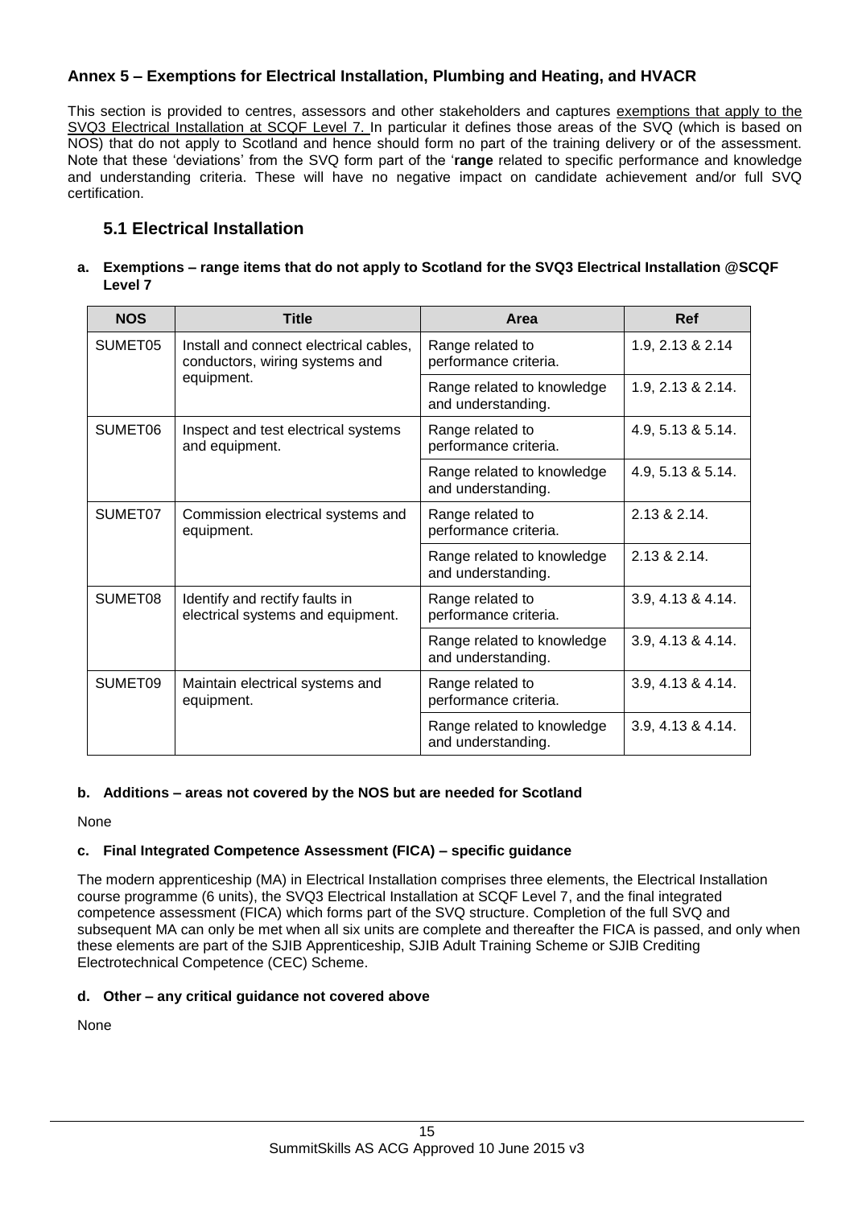## Annex 5 – Exemptions for Electrical Installation, Plumbing and Heating, and HVACR

This section is provided to centres, assessors and other stakeholders and captures exemptions that apply to the SVQ3 Electrical Installation at SCQF Level 7. In particular it defines those areas of the SVQ (which is based on NOS) that do not apply to Scotland and hence should form no part of the training delivery or of the assessment. Note that these 'deviations' from the SVQ form part of the '**range** related to specific performance and knowledge and understanding criteria. These will have no negative impact on candidate achievement and/or full SVQ certification.

### 5.1 Electrical Installation

**a. Exemptions – range items that do not apply to Scotland for the SVQ3 Electrical Installation @SCQF Level 7**

| NOS | Title | Area | Ref |
|---|---|---|---|
| SUMET05 | Install and connect electrical cables, conductors, wiring systems and equipment. | Range related to performance criteria. | 1.9, 2.13 & 2.14 |
| | | Range related to knowledge and understanding. | 1.9, 2.13 & 2.14. |
| SUMET06 | Inspect and test electrical systems and equipment. | Range related to performance criteria. | 4.9, 5.13 & 5.14. |
| | | Range related to knowledge and understanding. | 4.9, 5.13 & 5.14. |
| SUMET07 | Commission electrical systems and equipment. | Range related to performance criteria. | 2.13 & 2.14. |
| | | Range related to knowledge and understanding. | 2.13 & 2.14. |
| SUMET08 | Identify and rectify faults in electrical systems and equipment. | Range related to performance criteria. | 3.9, 4.13 & 4.14. |
| | | Range related to knowledge and understanding. | 3.9, 4.13 & 4.14. |
| SUMET09 | Maintain electrical systems and equipment. | Range related to performance criteria. | 3.9, 4.13 & 4.14. |
| | | Range related to knowledge and understanding. | 3.9, 4.13 & 4.14. |

**b. Additions – areas not covered by the NOS but are needed for Scotland**

None

**c. Final Integrated Competence Assessment (FICA) – specific guidance**

The modern apprenticeship (MA) in Electrical Installation comprises three elements, the Electrical Installation course programme (6 units), the SVQ3 Electrical Installation at SCQF Level 7, and the final integrated competence assessment (FICA) which forms part of the SVQ structure. Completion of the full SVQ and subsequent MA can only be met when all six units are complete and thereafter the FICA is passed, and only when these elements are part of the SJIB Apprenticeship, SJIB Adult Training Scheme or SJIB Crediting Electrotechnical Competence (CEC) Scheme.

**d. Other – any critical guidance not covered above**

None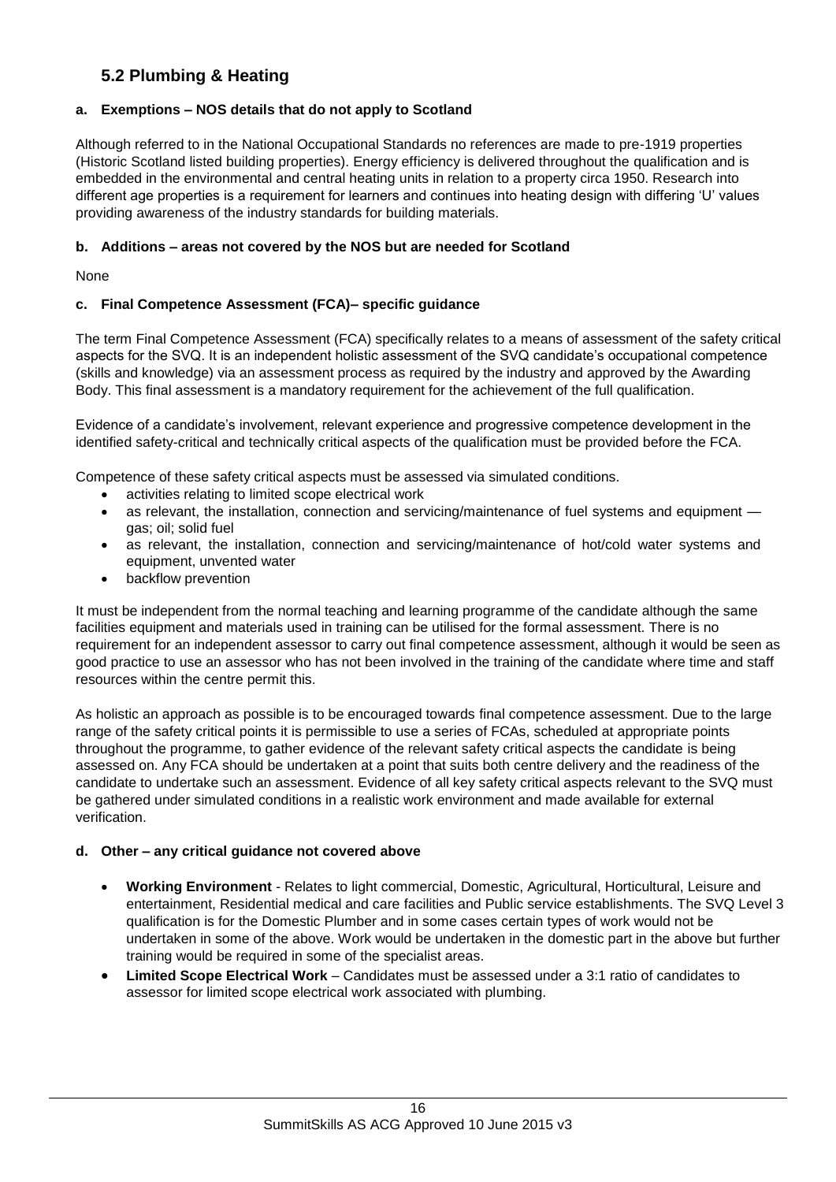## 5.2 Plumbing & Heating

### a. Exemptions – NOS details that do not apply to Scotland

Although referred to in the National Occupational Standards no references are made to pre-1919 properties (Historic Scotland listed building properties). Energy efficiency is delivered throughout the qualification and is embedded in the environmental and central heating units in relation to a property circa 1950. Research into different age properties is a requirement for learners and continues into heating design with differing 'U' values providing awareness of the industry standards for building materials.

### b. Additions – areas not covered by the NOS but are needed for Scotland

None

### c. Final Competence Assessment (FCA)– specific guidance

The term Final Competence Assessment (FCA) specifically relates to a means of assessment of the safety critical aspects for the SVQ. It is an independent holistic assessment of the SVQ candidate's occupational competence (skills and knowledge) via an assessment process as required by the industry and approved by the Awarding Body. This final assessment is a mandatory requirement for the achievement of the full qualification.

Evidence of a candidate's involvement, relevant experience and progressive competence development in the identified safety-critical and technically critical aspects of the qualification must be provided before the FCA.

Competence of these safety critical aspects must be assessed via simulated conditions.

- activities relating to limited scope electrical work
- as relevant, the installation, connection and servicing/maintenance of fuel systems and equipment — gas; oil; solid fuel
- as relevant, the installation, connection and servicing/maintenance of hot/cold water systems and equipment, unvented water
- backflow prevention

It must be independent from the normal teaching and learning programme of the candidate although the same facilities equipment and materials used in training can be utilised for the formal assessment. There is no requirement for an independent assessor to carry out final competence assessment, although it would be seen as good practice to use an assessor who has not been involved in the training of the candidate where time and staff resources within the centre permit this.

As holistic an approach as possible is to be encouraged towards final competence assessment. Due to the large range of the safety critical points it is permissible to use a series of FCAs, scheduled at appropriate points throughout the programme, to gather evidence of the relevant safety critical aspects the candidate is being assessed on. Any FCA should be undertaken at a point that suits both centre delivery and the readiness of the candidate to undertake such an assessment. Evidence of all key safety critical aspects relevant to the SVQ must be gathered under simulated conditions in a realistic work environment and made available for external verification.

### d. Other – any critical guidance not covered above

- **Working Environment** - Relates to light commercial, Domestic, Agricultural, Horticultural, Leisure and entertainment, Residential medical and care facilities and Public service establishments. The SVQ Level 3 qualification is for the Domestic Plumber and in some cases certain types of work would not be undertaken in some of the above. Work would be undertaken in the domestic part in the above but further training would be required in some of the specialist areas.
- **Limited Scope Electrical Work** – Candidates must be assessed under a 3:1 ratio of candidates to assessor for limited scope electrical work associated with plumbing.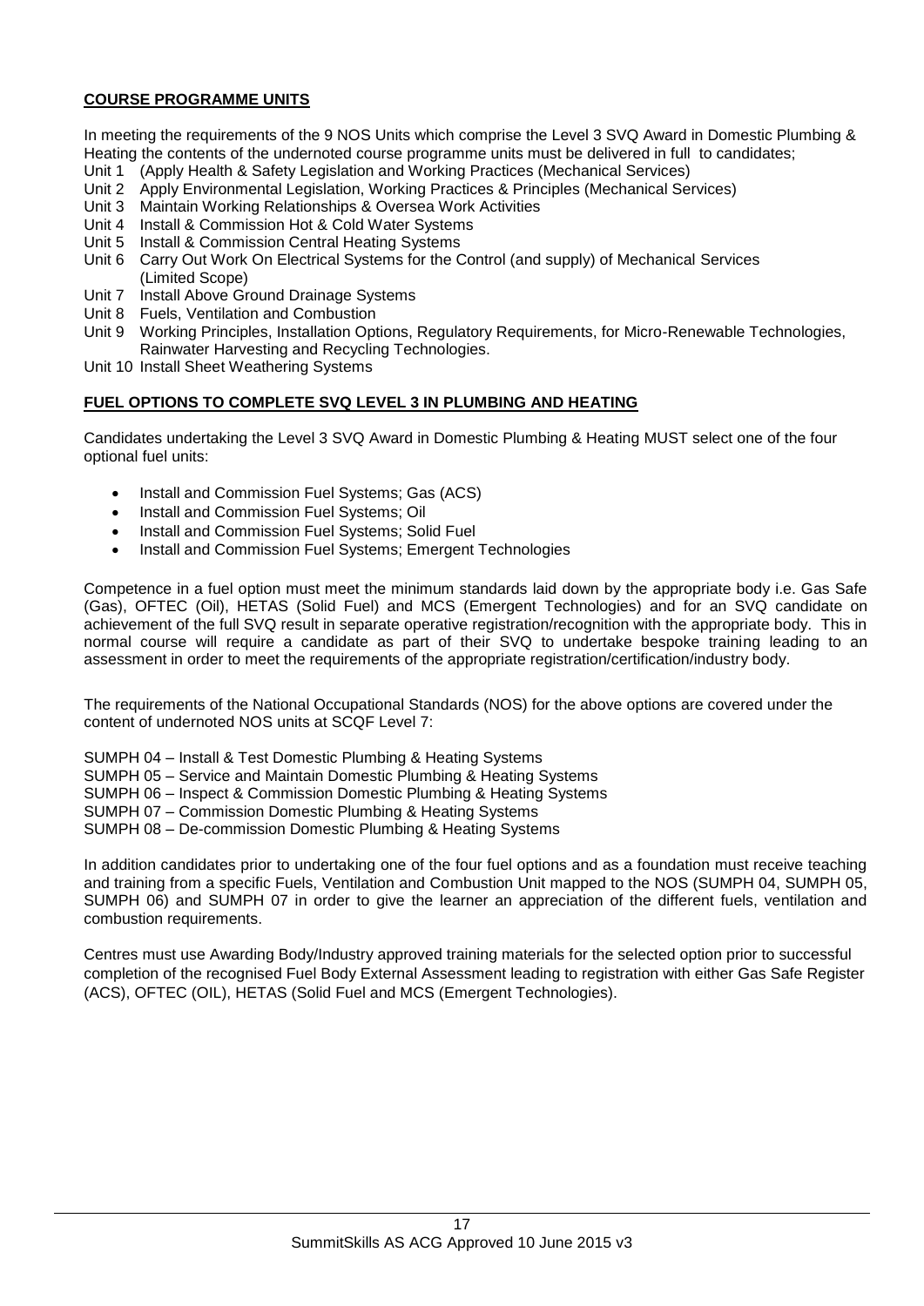**COURSE PROGRAMME UNITS**

In meeting the requirements of the 9 NOS Units which comprise the Level 3 SVQ Award in Domestic Plumbing & Heating the contents of the undernoted course programme units must be delivered in full to candidates;

Unit 1 (Apply Health & Safety Legislation and Working Practices (Mechanical Services)
Unit 2 Apply Environmental Legislation, Working Practices & Principles (Mechanical Services)
Unit 3 Maintain Working Relationships & Oversea Work Activities
Unit 4 Install & Commission Hot & Cold Water Systems
Unit 5 Install & Commission Central Heating Systems
Unit 6 Carry Out Work On Electrical Systems for the Control (and supply) of Mechanical Services (Limited Scope)
Unit 7 Install Above Ground Drainage Systems
Unit 8 Fuels, Ventilation and Combustion
Unit 9 Working Principles, Installation Options, Regulatory Requirements, for Micro-Renewable Technologies, Rainwater Harvesting and Recycling Technologies.
Unit 10 Install Sheet Weathering Systems

**FUEL OPTIONS TO COMPLETE SVQ LEVEL 3 IN PLUMBING AND HEATING**

Candidates undertaking the Level 3 SVQ Award in Domestic Plumbing & Heating MUST select one of the four optional fuel units:

- Install and Commission Fuel Systems; Gas (ACS)
- Install and Commission Fuel Systems; Oil
- Install and Commission Fuel Systems; Solid Fuel
- Install and Commission Fuel Systems; Emergent Technologies

Competence in a fuel option must meet the minimum standards laid down by the appropriate body i.e. Gas Safe (Gas), OFTEC (Oil), HETAS (Solid Fuel) and MCS (Emergent Technologies) and for an SVQ candidate on achievement of the full SVQ result in separate operative registration/recognition with the appropriate body. This in normal course will require a candidate as part of their SVQ to undertake bespoke training leading to an assessment in order to meet the requirements of the appropriate registration/certification/industry body.

The requirements of the National Occupational Standards (NOS) for the above options are covered under the content of undernoted NOS units at SCQF Level 7:

SUMPH 04 – Install & Test Domestic Plumbing & Heating Systems
SUMPH 05 – Service and Maintain Domestic Plumbing & Heating Systems
SUMPH 06 – Inspect & Commission Domestic Plumbing & Heating Systems
SUMPH 07 – Commission Domestic Plumbing & Heating Systems
SUMPH 08 – De-commission Domestic Plumbing & Heating Systems

In addition candidates prior to undertaking one of the four fuel options and as a foundation must receive teaching and training from a specific Fuels, Ventilation and Combustion Unit mapped to the NOS (SUMPH 04, SUMPH 05, SUMPH 06) and SUMPH 07 in order to give the learner an appreciation of the different fuels, ventilation and combustion requirements.

Centres must use Awarding Body/Industry approved training materials for the selected option prior to successful completion of the recognised Fuel Body External Assessment leading to registration with either Gas Safe Register (ACS), OFTEC (OIL), HETAS (Solid Fuel and MCS (Emergent Technologies).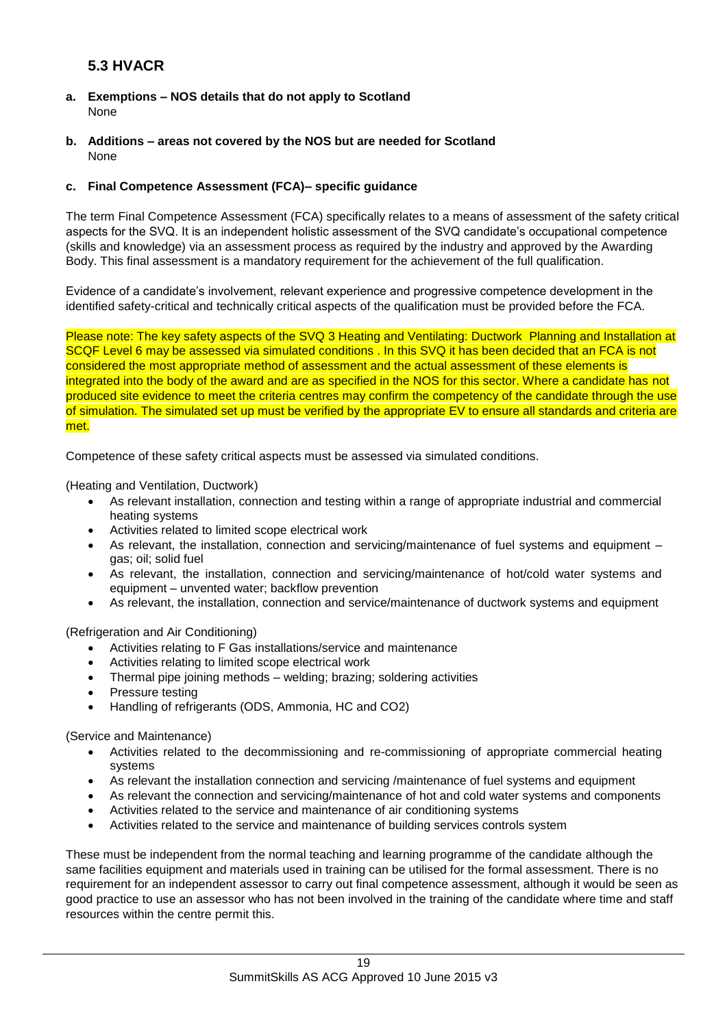## 5.3 HVACR

**a. Exemptions – NOS details that do not apply to Scotland**
None

**b. Additions – areas not covered by the NOS but are needed for Scotland**
None

**c. Final Competence Assessment (FCA)– specific guidance**

The term Final Competence Assessment (FCA) specifically relates to a means of assessment of the safety critical aspects for the SVQ. It is an independent holistic assessment of the SVQ candidate's occupational competence (skills and knowledge) via an assessment process as required by the industry and approved by the Awarding Body. This final assessment is a mandatory requirement for the achievement of the full qualification.

Evidence of a candidate's involvement, relevant experience and progressive competence development in the identified safety-critical and technically critical aspects of the qualification must be provided before the FCA.

Please note: The key safety aspects of the SVQ 3 Heating and Ventilating: Ductwork Planning and Installation at SCQF Level 6 may be assessed via simulated conditions . In this SVQ it has been decided that an FCA is not considered the most appropriate method of assessment and the actual assessment of these elements is integrated into the body of the award and are as specified in the NOS for this sector. Where a candidate has not produced site evidence to meet the criteria centres may confirm the competency of the candidate through the use of simulation. The simulated set up must be verified by the appropriate EV to ensure all standards and criteria are met.

Competence of these safety critical aspects must be assessed via simulated conditions.

(Heating and Ventilation, Ductwork)

- As relevant installation, connection and testing within a range of appropriate industrial and commercial heating systems
- Activities related to limited scope electrical work
- As relevant, the installation, connection and servicing/maintenance of fuel systems and equipment – gas; oil; solid fuel
- As relevant, the installation, connection and servicing/maintenance of hot/cold water systems and equipment – unvented water; backflow prevention
- As relevant, the installation, connection and service/maintenance of ductwork systems and equipment

(Refrigeration and Air Conditioning)

- Activities relating to F Gas installations/service and maintenance
- Activities relating to limited scope electrical work
- Thermal pipe joining methods – welding; brazing; soldering activities
- Pressure testing
- Handling of refrigerants (ODS, Ammonia, HC and CO2)

(Service and Maintenance)

- Activities related to the decommissioning and re-commissioning of appropriate commercial heating systems
- As relevant the installation connection and servicing /maintenance of fuel systems and equipment
- As relevant the connection and servicing/maintenance of hot and cold water systems and components
- Activities related to the service and maintenance of air conditioning systems
- Activities related to the service and maintenance of building services controls system

These must be independent from the normal teaching and learning programme of the candidate although the same facilities equipment and materials used in training can be utilised for the formal assessment. There is no requirement for an independent assessor to carry out final competence assessment, although it would be seen as good practice to use an assessor who has not been involved in the training of the candidate where time and staff resources within the centre permit this.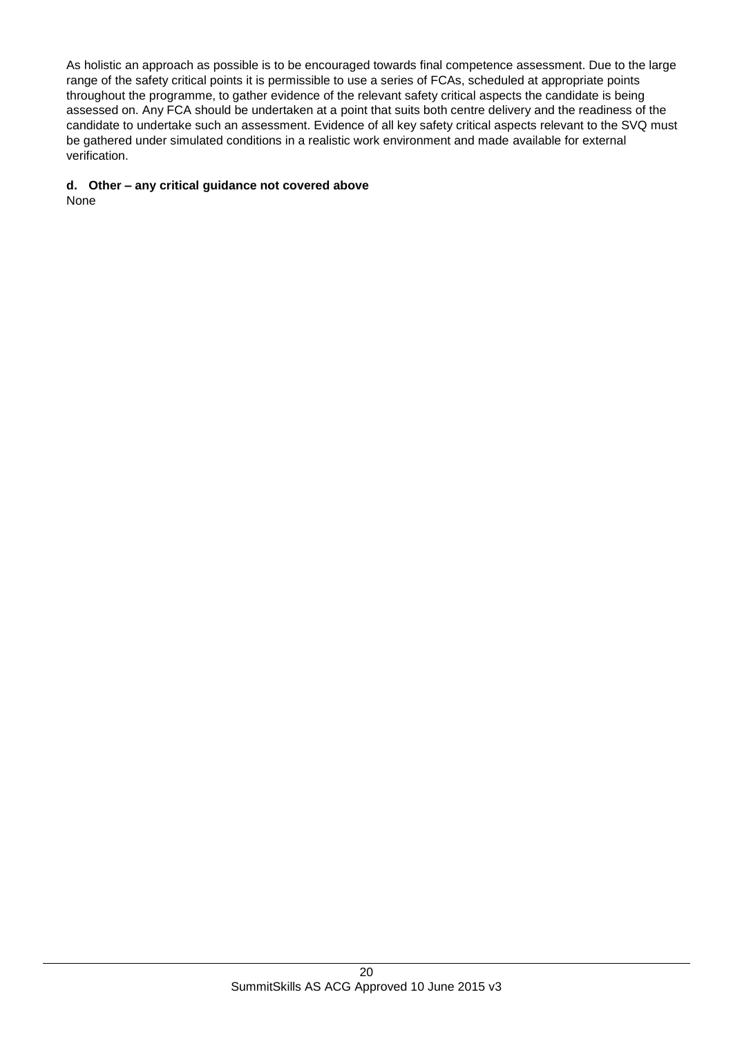As holistic an approach as possible is to be encouraged towards final competence assessment. Due to the large range of the safety critical points it is permissible to use a series of FCAs, scheduled at appropriate points throughout the programme, to gather evidence of the relevant safety critical aspects the candidate is being assessed on. Any FCA should be undertaken at a point that suits both centre delivery and the readiness of the candidate to undertake such an assessment. Evidence of all key safety critical aspects relevant to the SVQ must be gathered under simulated conditions in a realistic work environment and made available for external verification.

**d. Other – any critical guidance not covered above**

None